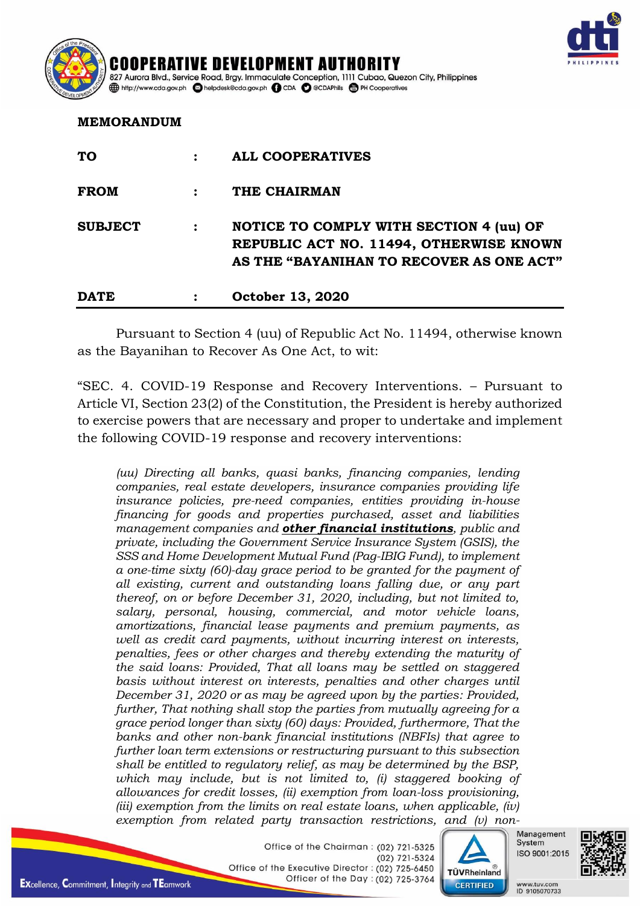**COOPERATIVE DEVELOPMENT AUTHORITY**
827 Aurora Blvd., Service Road, Brgy. Immaculate Conception, 1111 Cubao, Quezon City, Philippines
http://www.cda.gov.ph helpdesk@cda.gov.ph CDA @CDAPhils PH Cooperatives

**MEMORANDUM**

| | | |
|---|---|---|
| **TO** | : | **ALL COOPERATIVES** |
| **FROM** | : | **THE CHAIRMAN** |
| **SUBJECT** | : | **NOTICE TO COMPLY WITH SECTION 4 (uu) OF REPUBLIC ACT NO. 11494, OTHERWISE KNOWN AS THE "BAYANIHAN TO RECOVER AS ONE ACT"** |
| **DATE** | : | **October 13, 2020** |

Pursuant to Section 4 (uu) of Republic Act No. 11494, otherwise known as the Bayanihan to Recover As One Act, to wit:

"SEC. 4. COVID-19 Response and Recovery Interventions. – Pursuant to Article VI, Section 23(2) of the Constitution, the President is hereby authorized to exercise powers that are necessary and proper to undertake and implement the following COVID-19 response and recovery interventions:

> *(uu) Directing all banks, quasi banks, financing companies, lending companies, real estate developers, insurance companies providing life insurance policies, pre-need companies, entities providing in-house financing for goods and properties purchased, asset and liabilities management companies and* ***other financial institutions****, public and private, including the Government Service Insurance System (GSIS), the SSS and Home Development Mutual Fund (Pag-IBIG Fund), to implement a one-time sixty (60)-day grace period to be granted for the payment of all existing, current and outstanding loans falling due, or any part thereof, on or before December 31, 2020, including, but not limited to, salary, personal, housing, commercial, and motor vehicle loans, amortizations, financial lease payments and premium payments, as well as credit card payments, without incurring interest on interests, penalties, fees or other charges and thereby extending the maturity of the said loans: Provided, That all loans may be settled on staggered basis without interest on interests, penalties and other charges until December 31, 2020 or as may be agreed upon by the parties: Provided, further, That nothing shall stop the parties from mutually agreeing for a grace period longer than sixty (60) days: Provided, furthermore, That the banks and other non-bank financial institutions (NBFIs) that agree to further loan term extensions or restructuring pursuant to this subsection shall be entitled to regulatory relief, as may be determined by the BSP, which may include, but is not limited to, (i) staggered booking of allowances for credit losses, (ii) exemption from loan-loss provisioning, (iii) exemption from the limits on real estate loans, when applicable, (iv) exemption from related party transaction restrictions, and (v) non-*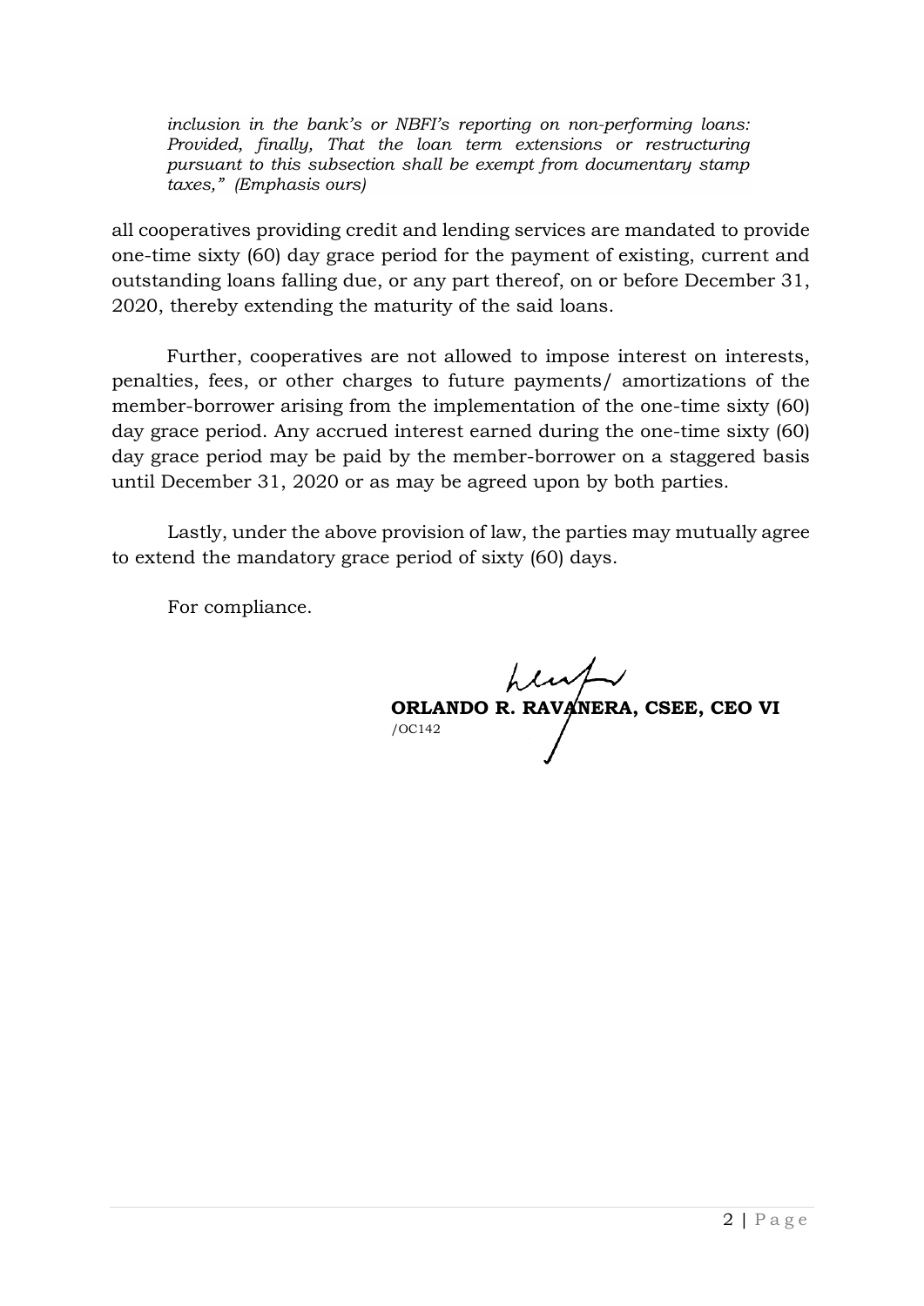*inclusion in the bank's or NBFI's reporting on non-performing loans: Provided, finally, That the loan term extensions or restructuring pursuant to this subsection shall be exempt from documentary stamp taxes," (Emphasis ours)*

all cooperatives providing credit and lending services are mandated to provide one-time sixty (60) day grace period for the payment of existing, current and outstanding loans falling due, or any part thereof, on or before December 31, 2020, thereby extending the maturity of the said loans.

Further, cooperatives are not allowed to impose interest on interests, penalties, fees, or other charges to future payments/ amortizations of the member-borrower arising from the implementation of the one-time sixty (60) day grace period. Any accrued interest earned during the one-time sixty (60) day grace period may be paid by the member-borrower on a staggered basis until December 31, 2020 or as may be agreed upon by both parties.

Lastly, under the above provision of law, the parties may mutually agree to extend the mandatory grace period of sixty (60) days.

For compliance.

**ORLANDO R. RAVANERA, CSEE, CEO VI**
/OC142